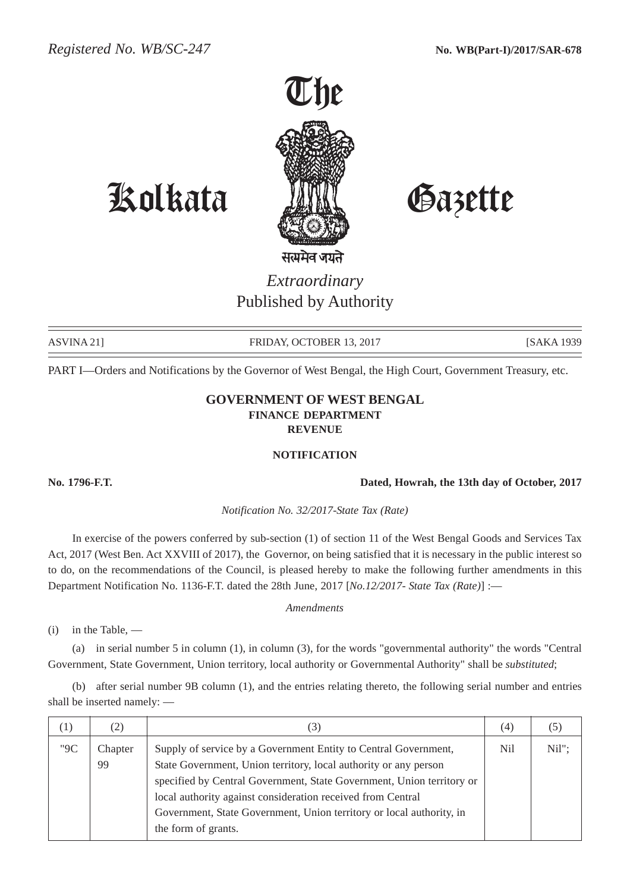*Registered No. WB/SC-247* **No. WB(Part-I)/2017/SAR-678**

# The Kolkata Gazette

सत्यमेव जयते

*Extraordinary*
Published by Authority

ASVINA 21] FRIDAY, OCTOBER 13, 2017 [SAKA 1939

PART I—Orders and Notifications by the Governor of West Bengal, the High Court, Government Treasury, etc.

## GOVERNMENT OF WEST BENGAL
### FINANCE DEPARTMENT
### REVENUE

### NOTIFICATION

**No. 1796-F.T.** **Dated, Howrah, the 13th day of October, 2017**

*Notification No. 32/2017-State Tax (Rate)*

In exercise of the powers conferred by sub-section (1) of section 11 of the West Bengal Goods and Services Tax Act, 2017 (West Ben. Act XXVIII of 2017), the Governor, on being satisfied that it is necessary in the public interest so to do, on the recommendations of the Council, is pleased hereby to make the following further amendments in this Department Notification No. 1136-F.T. dated the 28th June, 2017 [*No.12/2017- State Tax (Rate)*] :—

*Amendments*

(i) in the Table, —

(a) in serial number 5 in column (1), in column (3), for the words "governmental authority" the words "Central Government, State Government, Union territory, local authority or Governmental Authority" shall be *substituted*;

(b) after serial number 9B column (1), and the entries relating thereto, the following serial number and entries shall be inserted namely: —

| (1) | (2) | (3) | (4) | (5) |
|---|---|---|---|---|
| "9C | Chapter 99 | Supply of service by a Government Entity to Central Government, State Government, Union territory, local authority or any person specified by Central Government, State Government, Union territory or local authority against consideration received from Central Government, State Government, Union territory or local authority, in the form of grants. | Nil | Nil"; |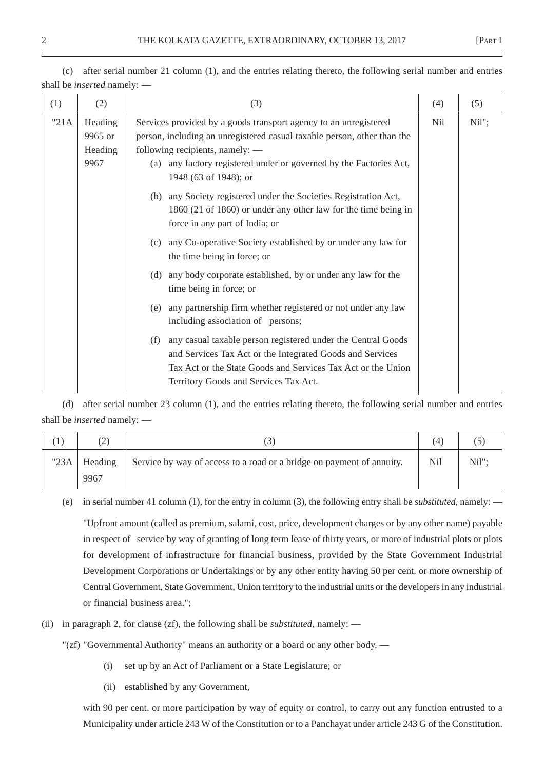(c) after serial number 21 column (1), and the entries relating thereto, the following serial number and entries shall be *inserted* namely: —

| (1) | (2) | (3) | (4) | (5) |
|---|---|---|---|---|
| "21A | Heading 9965 or Heading 9967 | Services provided by a goods transport agency to an unregistered person, including an unregistered casual taxable person, other than the following recipients, namely: —<br>(a) any factory registered under or governed by the Factories Act, 1948 (63 of 1948); or<br>(b) any Society registered under the Societies Registration Act, 1860 (21 of 1860) or under any other law for the time being in force in any part of India; or<br>(c) any Co-operative Society established by or under any law for the time being in force; or<br>(d) any body corporate established, by or under any law for the time being in force; or<br>(e) any partnership firm whether registered or not under any law including association of persons;<br>(f) any casual taxable person registered under the Central Goods and Services Tax Act or the Integrated Goods and Services Tax Act or the State Goods and Services Tax Act or the Union Territory Goods and Services Tax Act. | Nil | Nil"; |

(d) after serial number 23 column (1), and the entries relating thereto, the following serial number and entries shall be *inserted* namely: —

| (1) | (2) | (3) | (4) | (5) |
|---|---|---|---|---|
| "23A | Heading 9967 | Service by way of access to a road or a bridge on payment of annuity. | Nil | Nil"; |

(e) in serial number 41 column (1), for the entry in column (3), the following entry shall be *substituted*, namely: —

"Upfront amount (called as premium, salami, cost, price, development charges or by any other name) payable in respect of service by way of granting of long term lease of thirty years, or more of industrial plots or plots for development of infrastructure for financial business, provided by the State Government Industrial Development Corporations or Undertakings or by any other entity having 50 per cent. or more ownership of Central Government, State Government, Union territory to the industrial units or the developers in any industrial or financial business area.";

(ii) in paragraph 2, for clause (zf), the following shall be *substituted*, namely: —

"(zf) "Governmental Authority" means an authority or a board or any other body, —

(i) set up by an Act of Parliament or a State Legislature; or

(ii) established by any Government,

with 90 per cent. or more participation by way of equity or control, to carry out any function entrusted to a Municipality under article 243 W of the Constitution or to a Panchayat under article 243 G of the Constitution.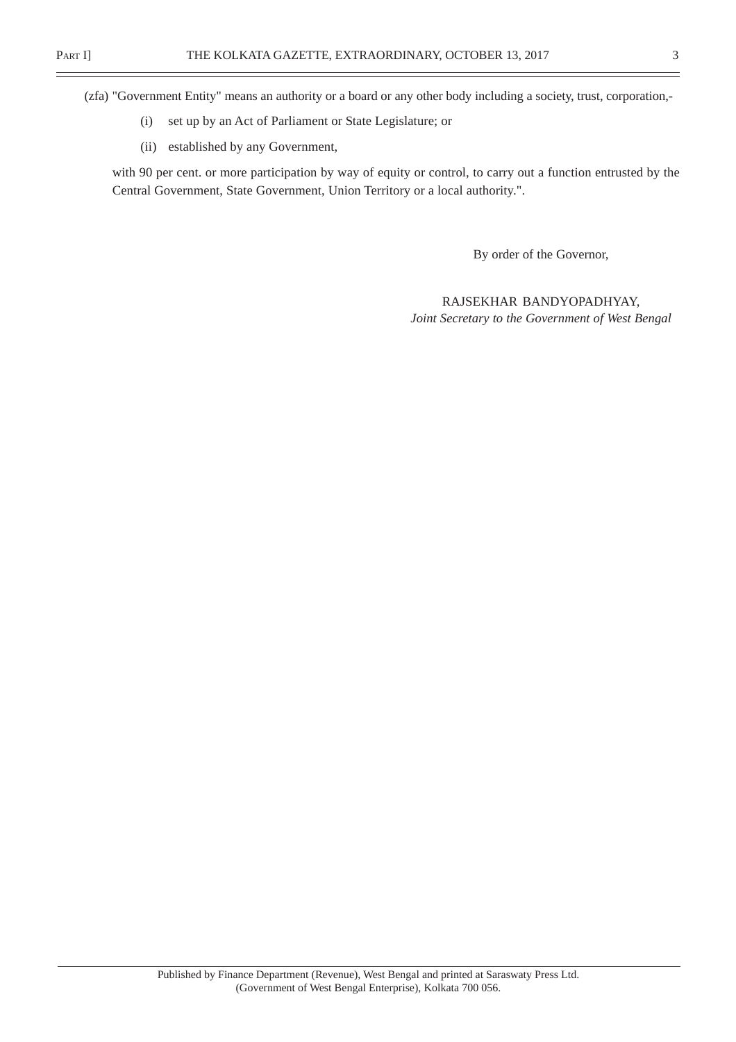(zfa) "Government Entity" means an authority or a board or any other body including a society, trust, corporation,-

(i) set up by an Act of Parliament or State Legislature; or

(ii) established by any Government,

with 90 per cent. or more participation by way of equity or control, to carry out a function entrusted by the Central Government, State Government, Union Territory or a local authority.".

By order of the Governor,

RAJSEKHAR BANDYOPADHYAY,
*Joint Secretary to the Government of West Bengal*

Published by Finance Department (Revenue), West Bengal and printed at Saraswaty Press Ltd.
(Government of West Bengal Enterprise), Kolkata 700 056.